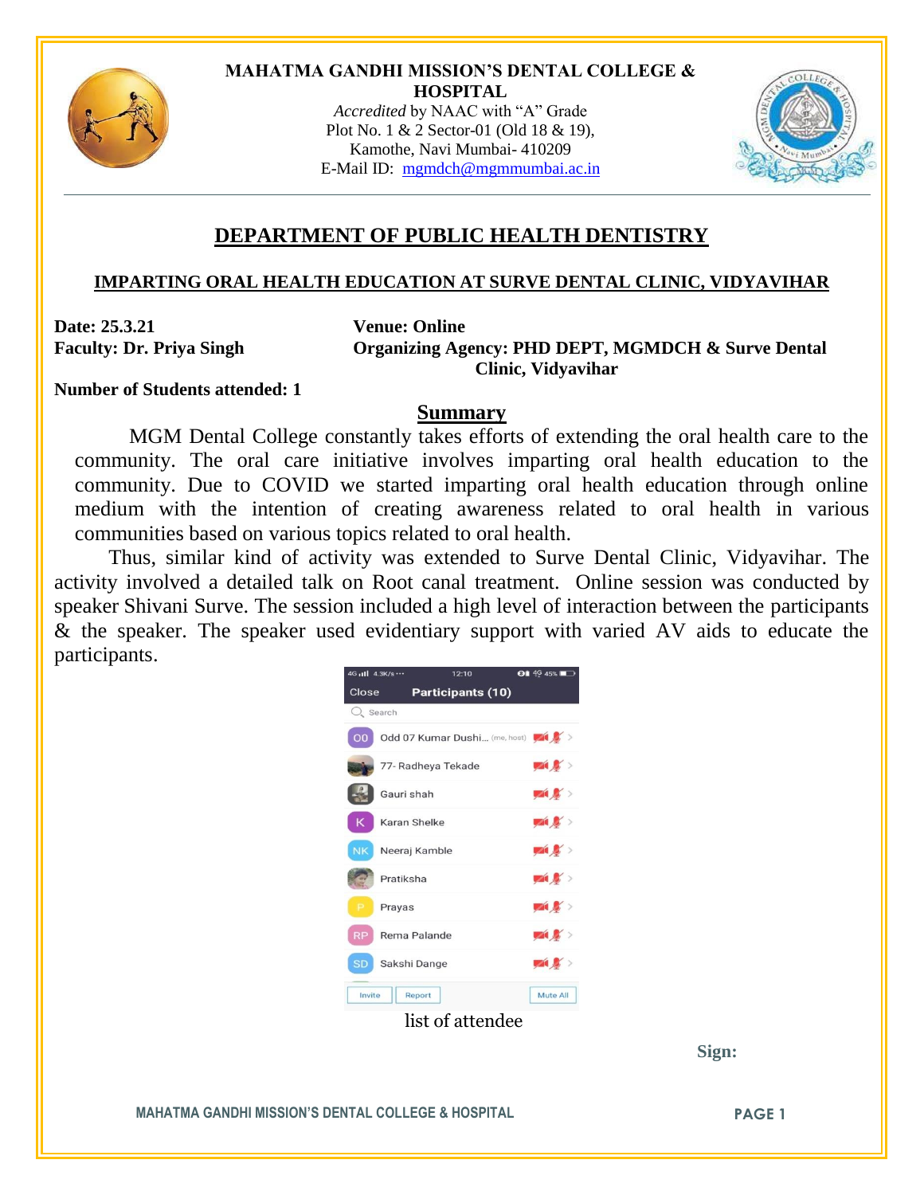**MAHATMA GANDHI MISSION'S DENTAL COLLEGE & HOSPITAL**

*Accredited* by NAAC with "A" Grade
Plot No. 1 & 2 Sector-01 (Old 18 & 19),
Kamothe, Navi Mumbai- 410209
E-Mail ID: mgmdch@mgmmumbai.ac.in

# DEPARTMENT OF PUBLIC HEALTH DENTISTRY

## IMPARTING ORAL HEALTH EDUCATION AT SURVE DENTAL CLINIC, VIDYAVIHAR

**Date: 25.3.21**
**Venue: Online**
**Faculty: Dr. Priya Singh**
**Organizing Agency: PHD DEPT, MGMDCH & Surve Dental Clinic, Vidyavihar**

**Number of Students attended: 1**

## Summary

MGM Dental College constantly takes efforts of extending the oral health care to the community. The oral care initiative involves imparting oral health education to the community. Due to COVID we started imparting oral health education through online medium with the intention of creating awareness related to oral health in various communities based on various topics related to oral health.

Thus, similar kind of activity was extended to Surve Dental Clinic, Vidyavihar. The activity involved a detailed talk on Root canal treatment. Online session was conducted by speaker Shivani Surve. The session included a high level of interaction between the participants & the speaker. The speaker used evidentiary support with varied AV aids to educate the participants.

list of attendee

**Sign:**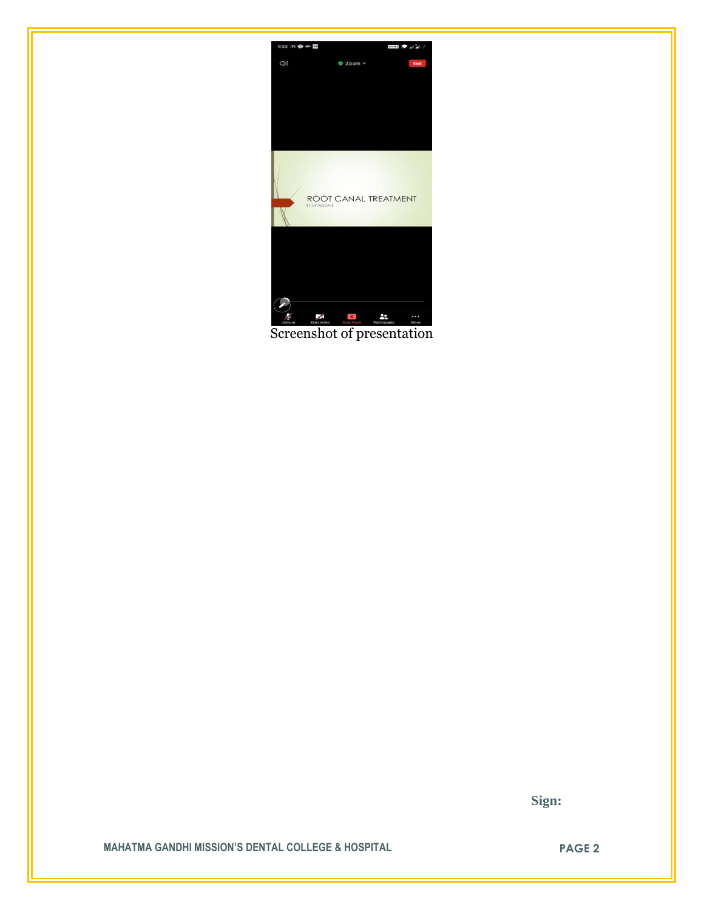Screenshot of presentation

**Sign:**